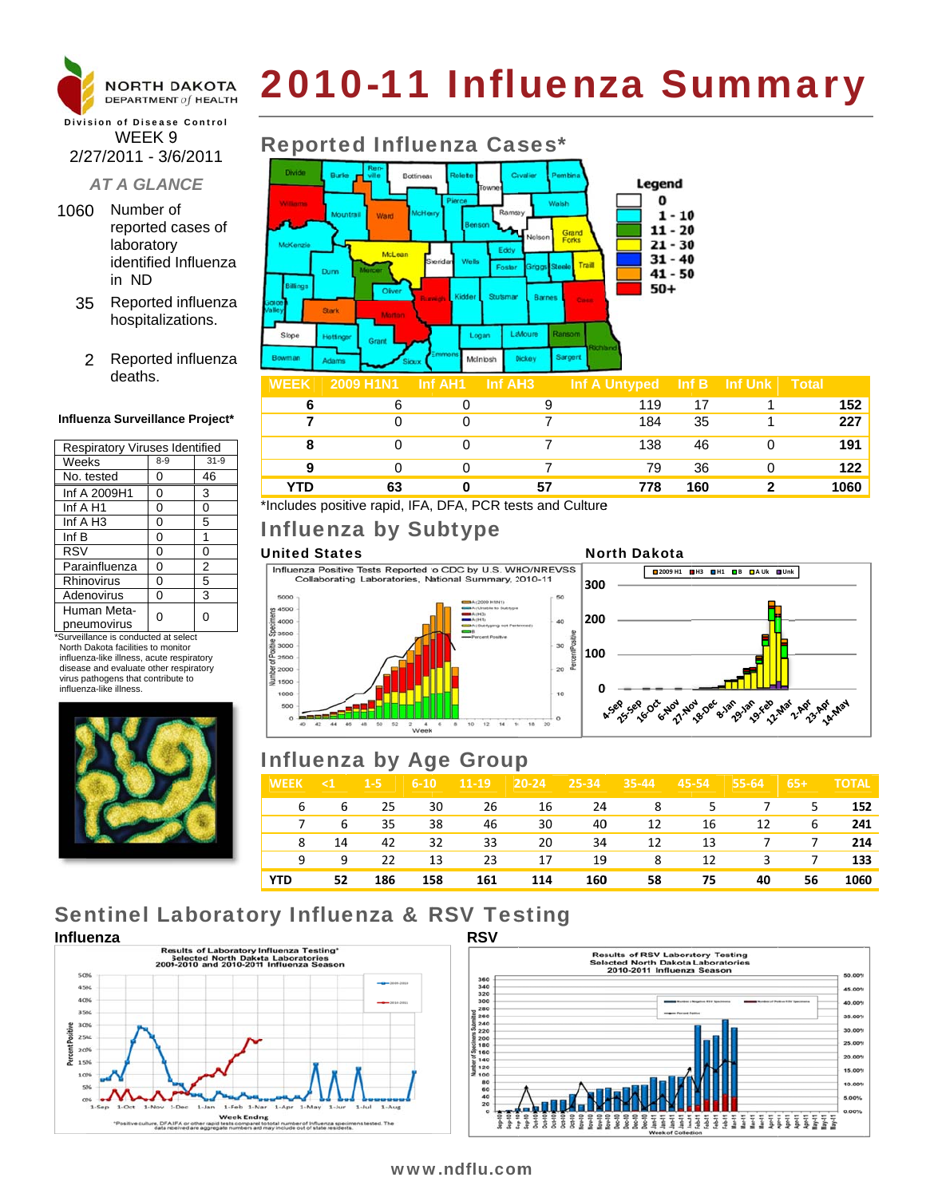NORTH DAKOTA DEPARTMENT of HEALTH

Division of Disease Control

# 2010-11 Influenza Summary

WEEK 9
2/27/2011 - 3/6/2011

*AT A GLANCE*

1060 Number of reported cases of laboratory identified Influenza in ND

35 Reported influenza hospitalizations.

2 Reported influenza deaths.

## Reported Influenza Cases*

Legend: 0; 1 - 10; 11 - 20; 21 - 30; 31 - 40; 41 - 50; 50+

| WEEK | 2009 H1N1 | Inf AH1 | Inf AH3 | Inf A Untyped | Inf B | Inf Unk | Total |
|---|---|---|---|---|---|---|---|
| 6 | 6 | 0 | 9 | 119 | 17 | 1 | 152 |
| 7 | 0 | 0 | 7 | 184 | 35 | 1 | 227 |
| 8 | 0 | 0 | 7 | 138 | 46 | 0 | 191 |
| 9 | 0 | 0 | 7 | 79 | 36 | 0 | 122 |
| YTD | 63 | 0 | 57 | 778 | 160 | 2 | 1060 |

*Includes positive rapid, IFA, DFA, PCR tests and Culture

### Influenza Surveillance Project*

| Respiratory Viruses Identified | | |
|---|---|---|
| Weeks | 8-9 | 31-9 |
| No. tested | 0 | 46 |
| Inf A 2009H1 | 0 | 3 |
| Inf A H1 | 0 | 0 |
| Inf A H3 | 0 | 5 |
| Inf B | 0 | 1 |
| RSV | 0 | 0 |
| Parainfluenza | 0 | 2 |
| Rhinovirus | 0 | 5 |
| Adenovirus | 0 | 3 |
| Human Meta-pneumovirus | 0 | 0 |

*Surveillance is conducted at select North Dakota facilities to monitor influenza-like illness, acute respiratory disease and evaluate other respiratory virus pathogens that contribute to influenza-like illness.

## Influenza by Subtype

**United States**

Influenza Positive Tests Reported to CDC by U.S. WHO/NREVSS Collaborating Laboratories, National Summary, 2010-11

**North Dakota**

## Influenza by Age Group

| WEEK | <1 | 1-5 | 6-10 | 11-19 | 20-24 | 25-34 | 35-44 | 45-54 | 55-64 | 65+ | TOTAL |
|---|---|---|---|---|---|---|---|---|---|---|---|
| 6 | 6 | 25 | 30 | 26 | 16 | 24 | 8 | 5 | 7 | 5 | 152 |
| 7 | 6 | 35 | 38 | 46 | 30 | 40 | 12 | 16 | 12 | 6 | 241 |
| 8 | 14 | 42 | 32 | 33 | 20 | 34 | 12 | 13 | 7 | 7 | 214 |
| 9 | 9 | 22 | 13 | 23 | 17 | 19 | 8 | 12 | 3 | 7 | 133 |
| YTD | 52 | 186 | 158 | 161 | 114 | 160 | 58 | 75 | 40 | 56 | 1060 |

## Sentinel Laboratory Influenza & RSV Testing

**Influenza**

Results of Laboratory Influenza Testing* Selected North Dakota Laboratories 2009-2010 and 2010-2011 Influenza Season

*Positive culture, DFA,IFA or other rapid tests compared to total number of influenza specimens tested. The data received are aggregate numbers and may include out of state residents.

**RSV**

Results of RSV Laboratory Testing Selected North Dakota Laboratories 2010-2011 Influenza Season

www.ndflu.com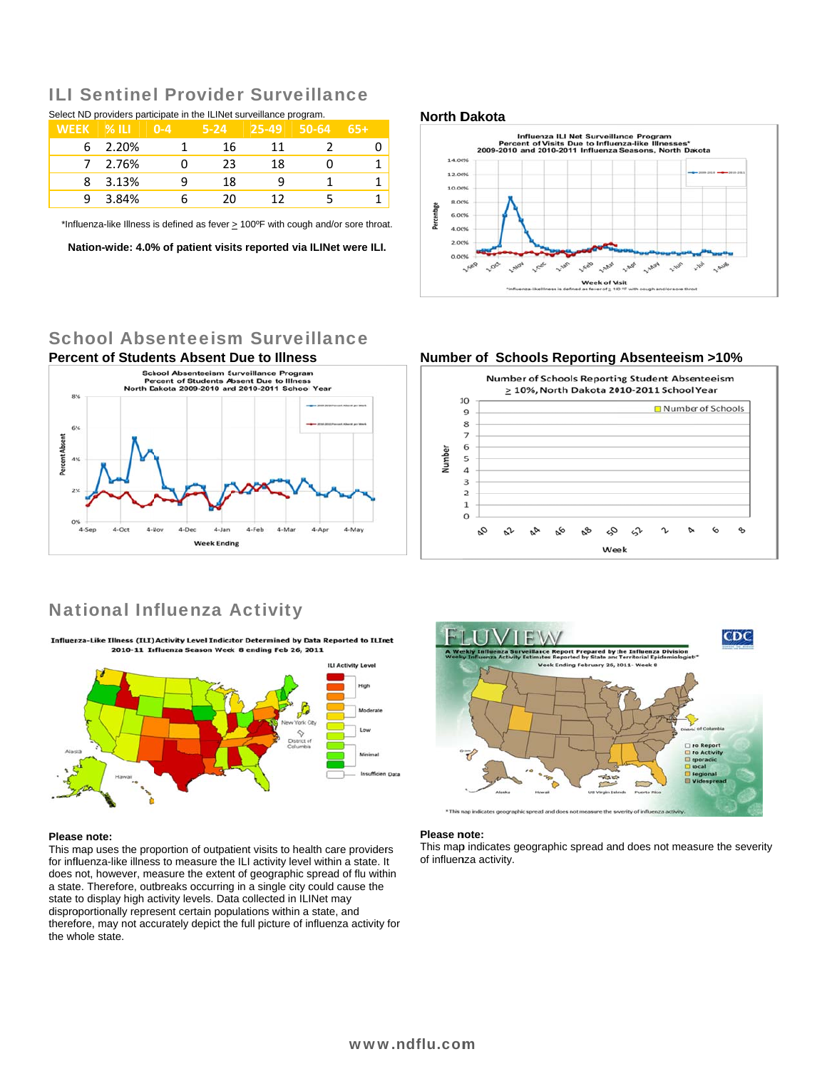## ILI Sentinel Provider Surveillance

Select ND providers participate in the ILINet surveillance program.

| WEEK | % ILI | 0-4 | 5-24 | 25-49 | 50-64 | 65+ |
|---|---|---|---|---|---|---|
| 6 | 2.20% | 1 | 16 | 11 | 2 | 0 |
| 7 | 2.76% | 0 | 23 | 18 | 0 | 1 |
| 8 | 3.13% | 9 | 18 | 9 | 1 | 1 |
| 9 | 3.84% | 6 | 20 | 12 | 5 | 1 |

*Influenza-like Illness is defined as fever ≥ 100ºF with cough and/or sore throat.

**Nation-wide: 4.0% of patient visits reported via ILINet were ILI.**

### North Dakota

Influenza ILI Net Surveillance Program
Percent of Visits Due to Influenza-like Illnesses*
2009-2010 and 2010-2011 Influenza Seasons, North Dakota

Percentage

14.00%
12.00%
10.00%
8.00%
6.00%
4.00%
2.00%
0.00%

2009-2010
2010-2011

1-Sep 1-Oct 1-Nov 1-Dec 1-Jan 1-Feb 1-Mar 1-Apr 1-May 1-Jun 1-Jul 1-Aug

Week of Visit

*Influenza-like illness is defined as fever of ≥ 100 ºF with cough and/or sore throat

## School Absenteeism Surveillance

### Percent of Students Absent Due to Illness

School Absenteeism Surveillance Program
Percent of Students Absent Due to Illness
North Dakota 2009-2010 and 2010-2011 School Year

Percent Absent

8%
6%
4%
2%
0%

2009-2010 Percent Absent per Week
2010-2011 Percent Absent per Week

4-Sep 4-Oct 4-Nov 4-Dec 4-Jan 4-Feb 4-Mar 4-Apr 4-May

Week Ending

### Number of Schools Reporting Absenteeism >10%

Number of Schools Reporting Student Absenteeism
≥ 10%, North Dakota 2010-2011 School Year

Number

10
9
8
7
6
5
4
3
2
1
0

Number of Schools

40 42 44 46 48 50 52 2 4 6 8

Week

## National Influenza Activity

Influenza-Like Illness (ILI) Activity Level Indicator Determined by Data Reported to ILINet
2010-11 Influenza Season Week 8 ending Feb 26, 2011

ILI Activity Level

High
Moderate
Low
Minimal
Insufficient Data

New York City
District of Columbia
Alaska
Hawaii

**Please note:**
This map uses the proportion of outpatient visits to health care providers for influenza-like illness to measure the ILI activity level within a state. It does not, however, measure the extent of geographic spread of flu within a state. Therefore, outbreaks occurring in a single city could cause the state to display high activity levels. Data collected in ILINet may disproportionally represent certain populations within a state, and therefore, may not accurately depict the full picture of influenza activity for the whole state.

FLUVIEW

CDC

A Weekly Influenza Surveillance Report Prepared by the Influenza Division
Weekly Influenza Activity Estimates Reported by State and Territorial Epidemiologists*
Week Ending February 26, 2011- Week 8

District of Columbia

No Report
No Activity
Sporadic
Local
Regional
Widespread

Guam
Alaska
Hawaii
US Virgin Islands
Puerto Rico

*This map indicates geographic spread and does not measure the severity of influenza activity.

**Please note:**
This map indicates geographic spread and does not measure the severity of influenza activity.

www.ndflu.com